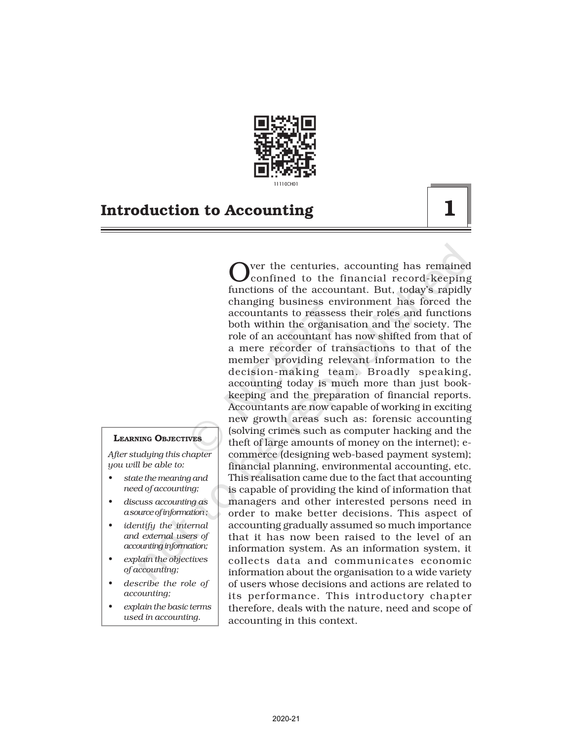# Introduction to Accounting

## 1

**Learning Objectives**

*After studying this chapter you will be able to:*

- *state the meaning and need of accounting;*
- *discuss accounting as a source of information;*
- *identify the internal and external users of accounting information;*
- *explain the objectives of accounting;*
- *describe the role of accounting;*
- *explain the basic terms used in accounting.*

Over the centuries, accounting has remained confined to the financial record-keeping functions of the accountant. But, today's rapidly changing business environment has forced the accountants to reassess their roles and functions both within the organisation and the society. The role of an accountant has now shifted from that of a mere recorder of transactions to that of the member providing relevant information to the decision-making team. Broadly speaking, accounting today is much more than just book-keeping and the preparation of financial reports. Accountants are now capable of working in exciting new growth areas such as: forensic accounting (solving crimes such as computer hacking and the theft of large amounts of money on the internet); e-commerce (designing web-based payment system); financial planning, environmental accounting, etc. This realisation came due to the fact that accounting is capable of providing the kind of information that managers and other interested persons need in order to make better decisions. This aspect of accounting gradually assumed so much importance that it has now been raised to the level of an information system. As an information system, it collects data and communicates economic information about the organisation to a wide variety of users whose decisions and actions are related to its performance. This introductory chapter therefore, deals with the nature, need and scope of accounting in this context.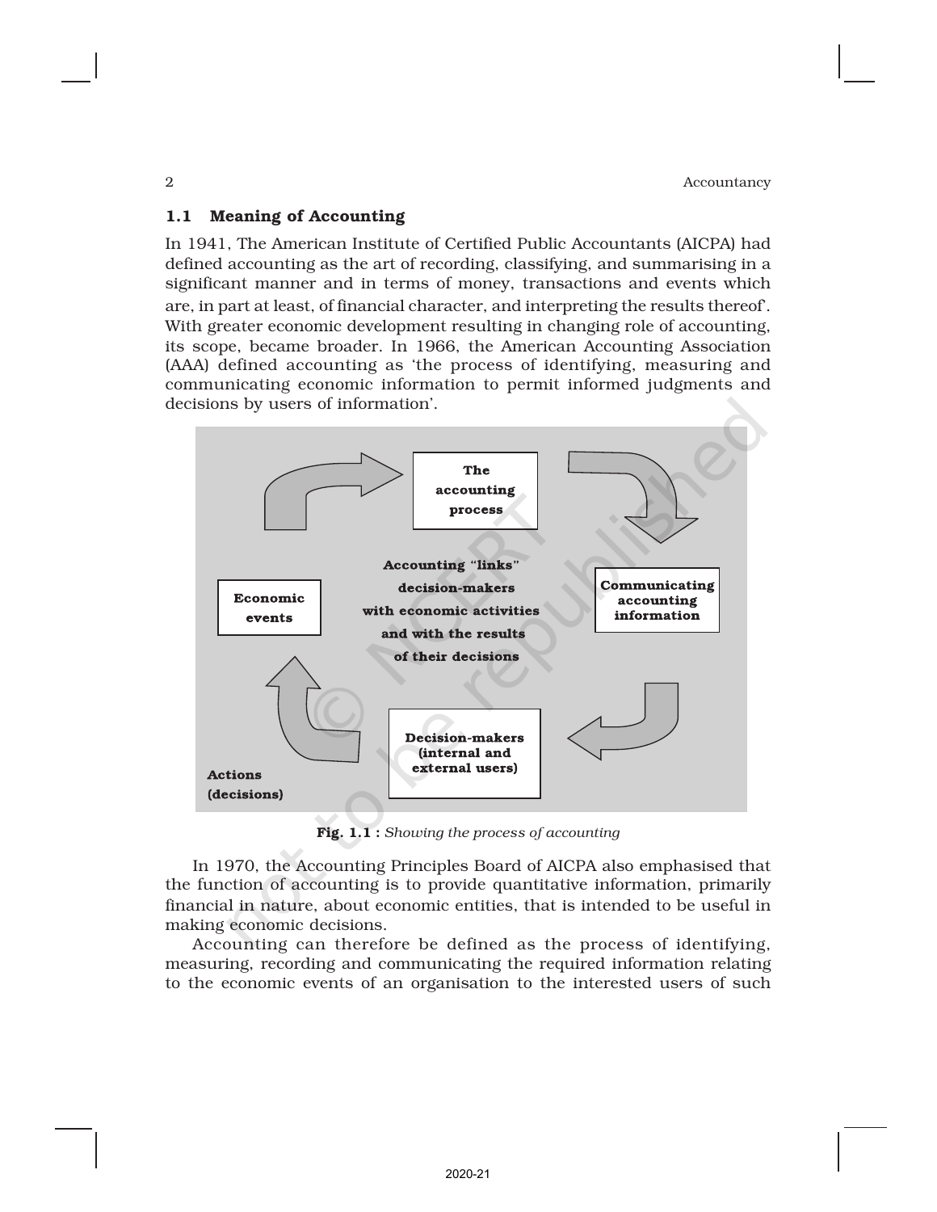## 1.1 Meaning of Accounting

In 1941, The American Institute of Certified Public Accountants (AICPA) had defined accounting as the art of recording, classifying, and summarising in a significant manner and in terms of money, transactions and events which are, in part at least, of financial character, and interpreting the results thereof'. With greater economic development resulting in changing role of accounting, its scope, became broader. In 1966, the American Accounting Association (AAA) defined accounting as 'the process of identifying, measuring and communicating economic information to permit informed judgments and decisions by users of information'.

The accounting process

Communicating accounting information

Decision-makers (internal and external users)

Actions (decisions)

Economic events

Accounting "links" decision-makers with economic activities and with the results of their decisions

**Fig. 1.1 :** *Showing the process of accounting*

In 1970, the Accounting Principles Board of AICPA also emphasised that the function of accounting is to provide quantitative information, primarily financial in nature, about economic entities, that is intended to be useful in making economic decisions.

Accounting can therefore be defined as the process of identifying, measuring, recording and communicating the required information relating to the economic events of an organisation to the interested users of such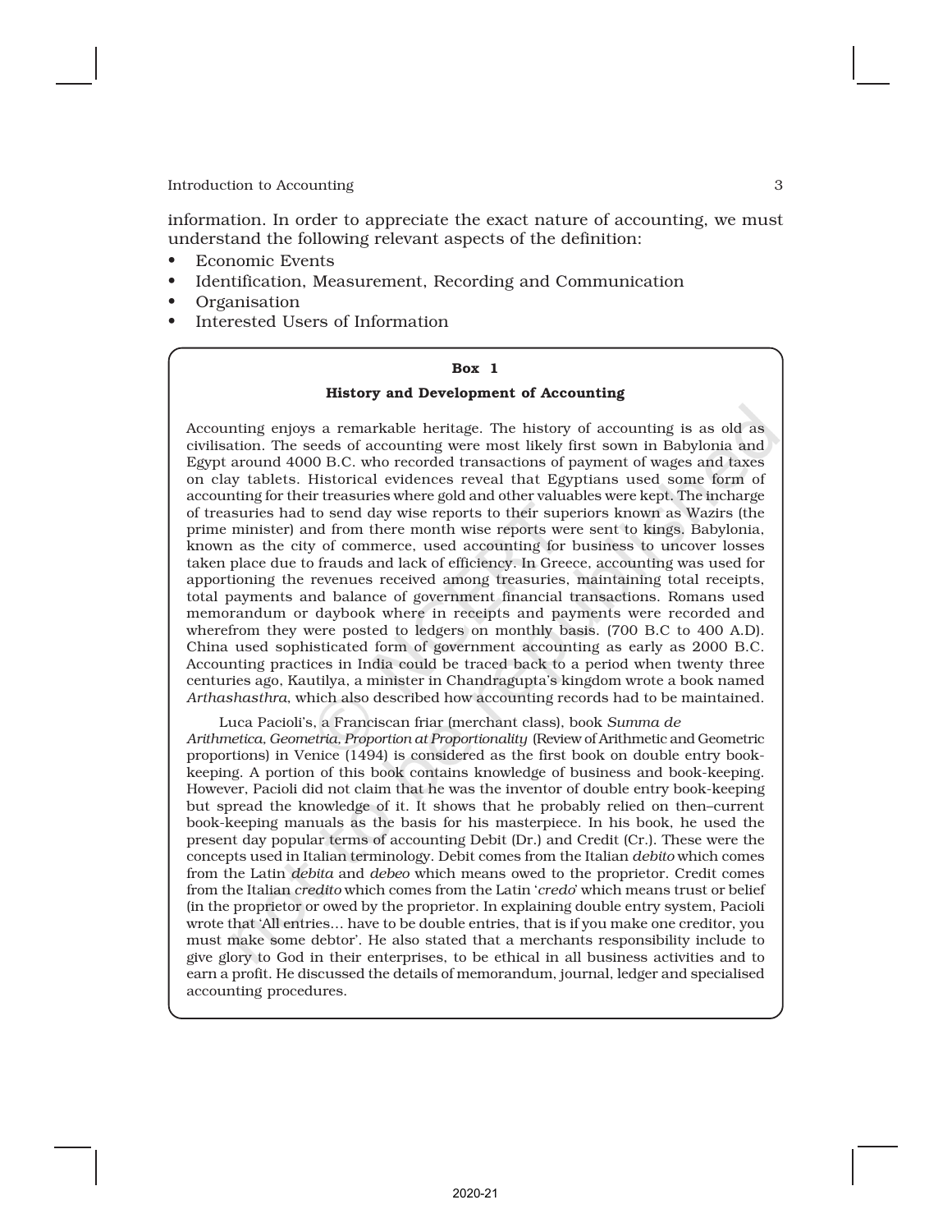information. In order to appreciate the exact nature of accounting, we must understand the following relevant aspects of the definition:

- Economic Events
- Identification, Measurement, Recording and Communication
- Organisation
- Interested Users of Information

**Box 1**

**History and Development of Accounting**

Accounting enjoys a remarkable heritage. The history of accounting is as old as civilisation. The seeds of accounting were most likely first sown in Babylonia and Egypt around 4000 B.C. who recorded transactions of payment of wages and taxes on clay tablets. Historical evidences reveal that Egyptians used some form of accounting for their treasuries where gold and other valuables were kept. The incharge of treasuries had to send day wise reports to their superiors known as Wazirs (the prime minister) and from there month wise reports were sent to kings. Babylonia, known as the city of commerce, used accounting for business to uncover losses taken place due to frauds and lack of efficiency. In Greece, accounting was used for apportioning the revenues received among treasuries, maintaining total receipts, total payments and balance of government financial transactions. Romans used memorandum or daybook where in receipts and payments were recorded and wherefrom they were posted to ledgers on monthly basis. (700 B.C to 400 A.D). China used sophisticated form of government accounting as early as 2000 B.C. Accounting practices in India could be traced back to a period when twenty three centuries ago, Kautilya, a minister in Chandragupta's kingdom wrote a book named *Arthashasthra*, which also described how accounting records had to be maintained.

Luca Pacioli's, a Franciscan friar (merchant class), book *Summa de Arithmetica, Geometria, Proportion at Proportionality* (Review of Arithmetic and Geometric proportions) in Venice (1494) is considered as the first book on double entry book-keeping. A portion of this book contains knowledge of business and book-keeping. However, Pacioli did not claim that he was the inventor of double entry book-keeping but spread the knowledge of it. It shows that he probably relied on then–current book-keeping manuals as the basis for his masterpiece. In his book, he used the present day popular terms of accounting Debit (Dr.) and Credit (Cr.). These were the concepts used in Italian terminology. Debit comes from the Italian *debito* which comes from the Latin *debita* and *debeo* which means owed to the proprietor. Credit comes from the Italian *credito* which comes from the Latin '*credo*' which means trust or belief (in the proprietor or owed by the proprietor. In explaining double entry system, Pacioli wrote that 'All entries... have to be double entries, that is if you make one creditor, you must make some debtor'. He also stated that a merchants responsibility include to give glory to God in their enterprises, to be ethical in all business activities and to earn a profit. He discussed the details of memorandum, journal, ledger and specialised accounting procedures.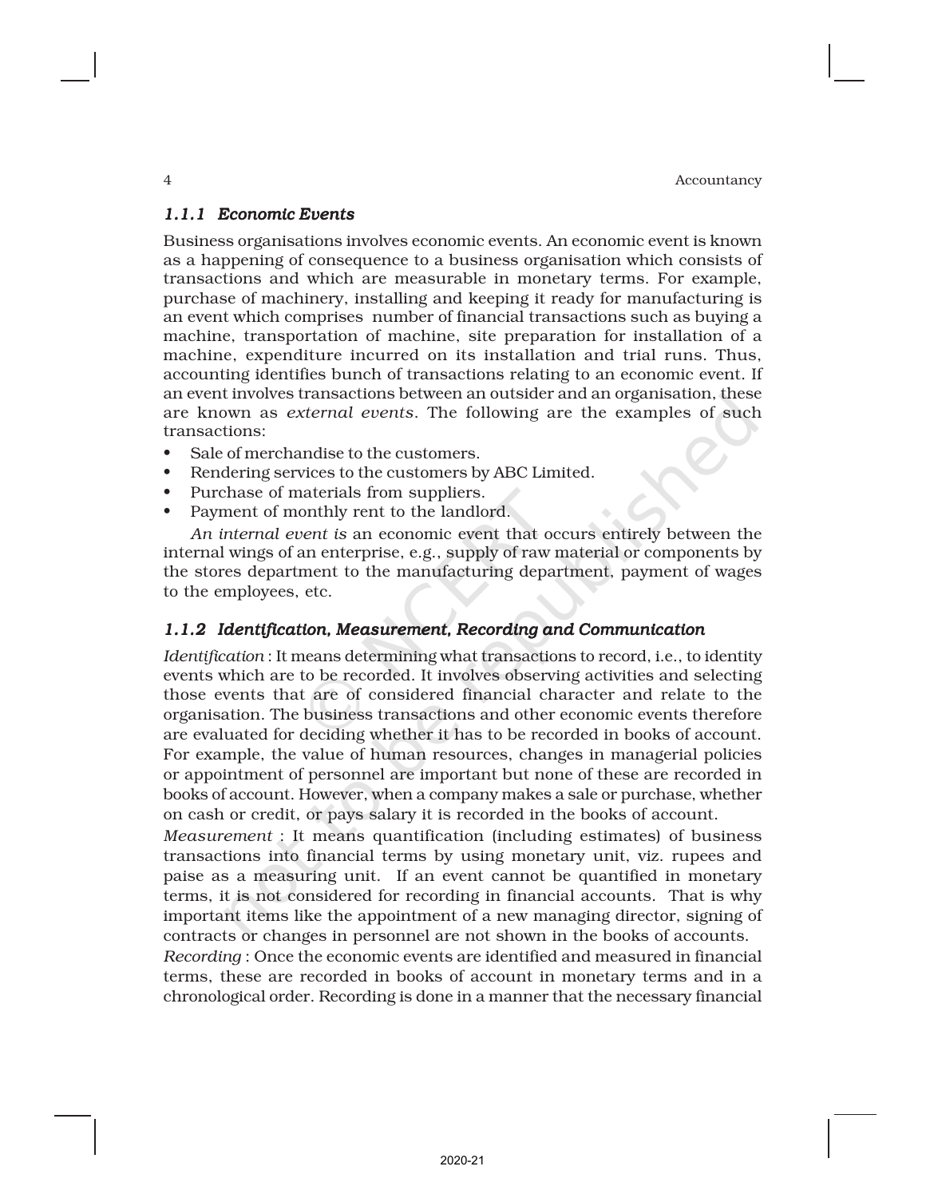### 1.1.1 *Economic Events*

Business organisations involves economic events. An economic event is known as a happening of consequence to a business organisation which consists of transactions and which are measurable in monetary terms. For example, purchase of machinery, installing and keeping it ready for manufacturing is an event which comprises number of financial transactions such as buying a machine, transportation of machine, site preparation for installation of a machine, expenditure incurred on its installation and trial runs. Thus, accounting identifies bunch of transactions relating to an economic event. If an event involves transactions between an outsider and an organisation, these are known as *external events*. The following are the examples of such transactions:

- Sale of merchandise to the customers.
- Rendering services to the customers by ABC Limited.
- Purchase of materials from suppliers.
- Payment of monthly rent to the landlord.

*An internal event is* an economic event that occurs entirely between the internal wings of an enterprise, e.g., supply of raw material or components by the stores department to the manufacturing department, payment of wages to the employees, etc.

### 1.1.2 *Identification, Measurement, Recording and Communication*

*Identification* : It means determining what transactions to record, i.e., to identity events which are to be recorded. It involves observing activities and selecting those events that are of considered financial character and relate to the organisation. The business transactions and other economic events therefore are evaluated for deciding whether it has to be recorded in books of account. For example, the value of human resources, changes in managerial policies or appointment of personnel are important but none of these are recorded in books of account. However, when a company makes a sale or purchase, whether on cash or credit, or pays salary it is recorded in the books of account.

*Measurement* : It means quantification (including estimates) of business transactions into financial terms by using monetary unit, viz. rupees and paise as a measuring unit. If an event cannot be quantified in monetary terms, it is not considered for recording in financial accounts. That is why important items like the appointment of a new managing director, signing of contracts or changes in personnel are not shown in the books of accounts.

*Recording* : Once the economic events are identified and measured in financial terms, these are recorded in books of account in monetary terms and in a chronological order. Recording is done in a manner that the necessary financial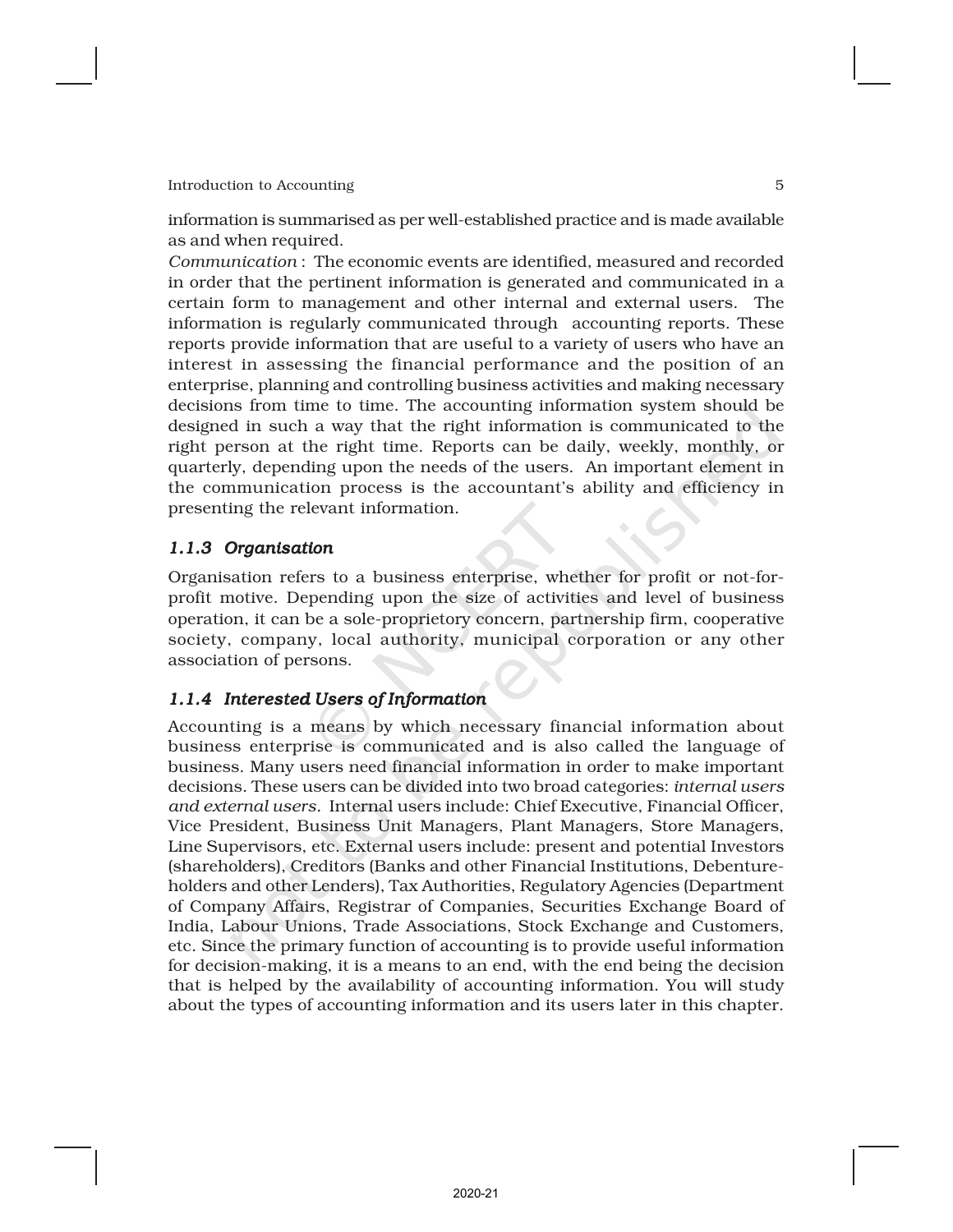information is summarised as per well-established practice and is made available as and when required.

*Communication* : The economic events are identified, measured and recorded in order that the pertinent information is generated and communicated in a certain form to management and other internal and external users. The information is regularly communicated through accounting reports. These reports provide information that are useful to a variety of users who have an interest in assessing the financial performance and the position of an enterprise, planning and controlling business activities and making necessary decisions from time to time. The accounting information system should be designed in such a way that the right information is communicated to the right person at the right time. Reports can be daily, weekly, monthly, or quarterly, depending upon the needs of the users. An important element in the communication process is the accountant's ability and efficiency in presenting the relevant information.

### *1.1.3 Organisation*

Organisation refers to a business enterprise, whether for profit or not-for-profit motive. Depending upon the size of activities and level of business operation, it can be a sole-proprietory concern, partnership firm, cooperative society, company, local authority, municipal corporation or any other association of persons.

### *1.1.4 Interested Users of Information*

Accounting is a means by which necessary financial information about business enterprise is communicated and is also called the language of business. Many users need financial information in order to make important decisions. These users can be divided into two broad categories: *internal users and external users.* Internal users include: Chief Executive, Financial Officer, Vice President, Business Unit Managers, Plant Managers, Store Managers, Line Supervisors, etc. External users include: present and potential Investors (shareholders), Creditors (Banks and other Financial Institutions, Debenture-holders and other Lenders), Tax Authorities, Regulatory Agencies (Department of Company Affairs, Registrar of Companies, Securities Exchange Board of India, Labour Unions, Trade Associations, Stock Exchange and Customers, etc. Since the primary function of accounting is to provide useful information for decision-making, it is a means to an end, with the end being the decision that is helped by the availability of accounting information. You will study about the types of accounting information and its users later in this chapter.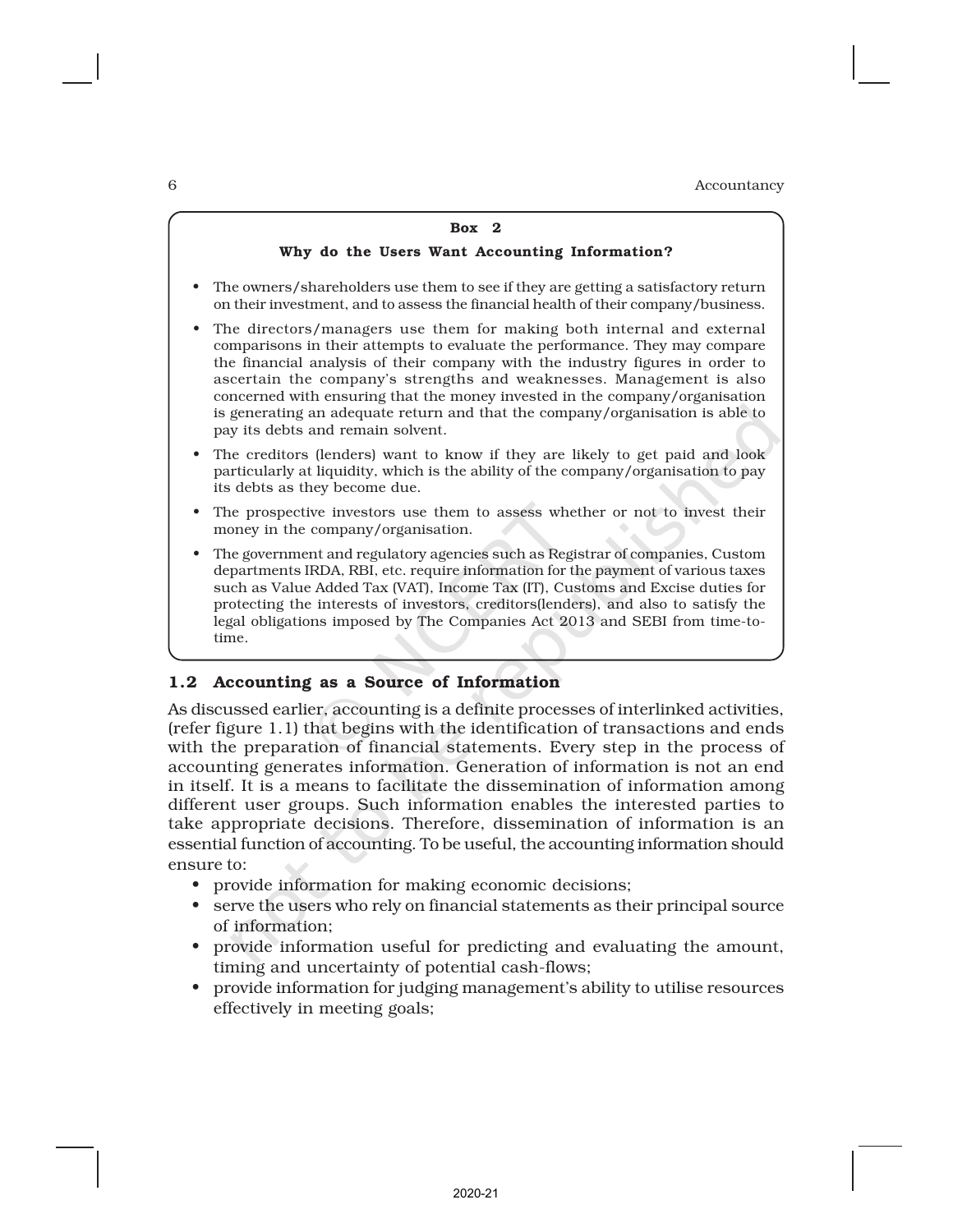**Box 2**

**Why do the Users Want Accounting Information?**

- The owners/shareholders use them to see if they are getting a satisfactory return on their investment, and to assess the financial health of their company/business.
- The directors/managers use them for making both internal and external comparisons in their attempts to evaluate the performance. They may compare the financial analysis of their company with the industry figures in order to ascertain the company's strengths and weaknesses. Management is also concerned with ensuring that the money invested in the company/organisation is generating an adequate return and that the company/organisation is able to pay its debts and remain solvent.
- The creditors (lenders) want to know if they are likely to get paid and look particularly at liquidity, which is the ability of the company/organisation to pay its debts as they become due.
- The prospective investors use them to assess whether or not to invest their money in the company/organisation.
- The government and regulatory agencies such as Registrar of companies, Custom departments IRDA, RBI, etc. require information for the payment of various taxes such as Value Added Tax (VAT), Income Tax (IT), Customs and Excise duties for protecting the interests of investors, creditors(lenders), and also to satisfy the legal obligations imposed by The Companies Act 2013 and SEBI from time-to-time.

## 1.2 Accounting as a Source of Information

As discussed earlier, accounting is a definite processes of interlinked activities, (refer figure 1.1) that begins with the identification of transactions and ends with the preparation of financial statements. Every step in the process of accounting generates information. Generation of information is not an end in itself. It is a means to facilitate the dissemination of information among different user groups. Such information enables the interested parties to take appropriate decisions. Therefore, dissemination of information is an essential function of accounting. To be useful, the accounting information should ensure to:

- provide information for making economic decisions;
- serve the users who rely on financial statements as their principal source of information;
- provide information useful for predicting and evaluating the amount, timing and uncertainty of potential cash-flows;
- provide information for judging management's ability to utilise resources effectively in meeting goals;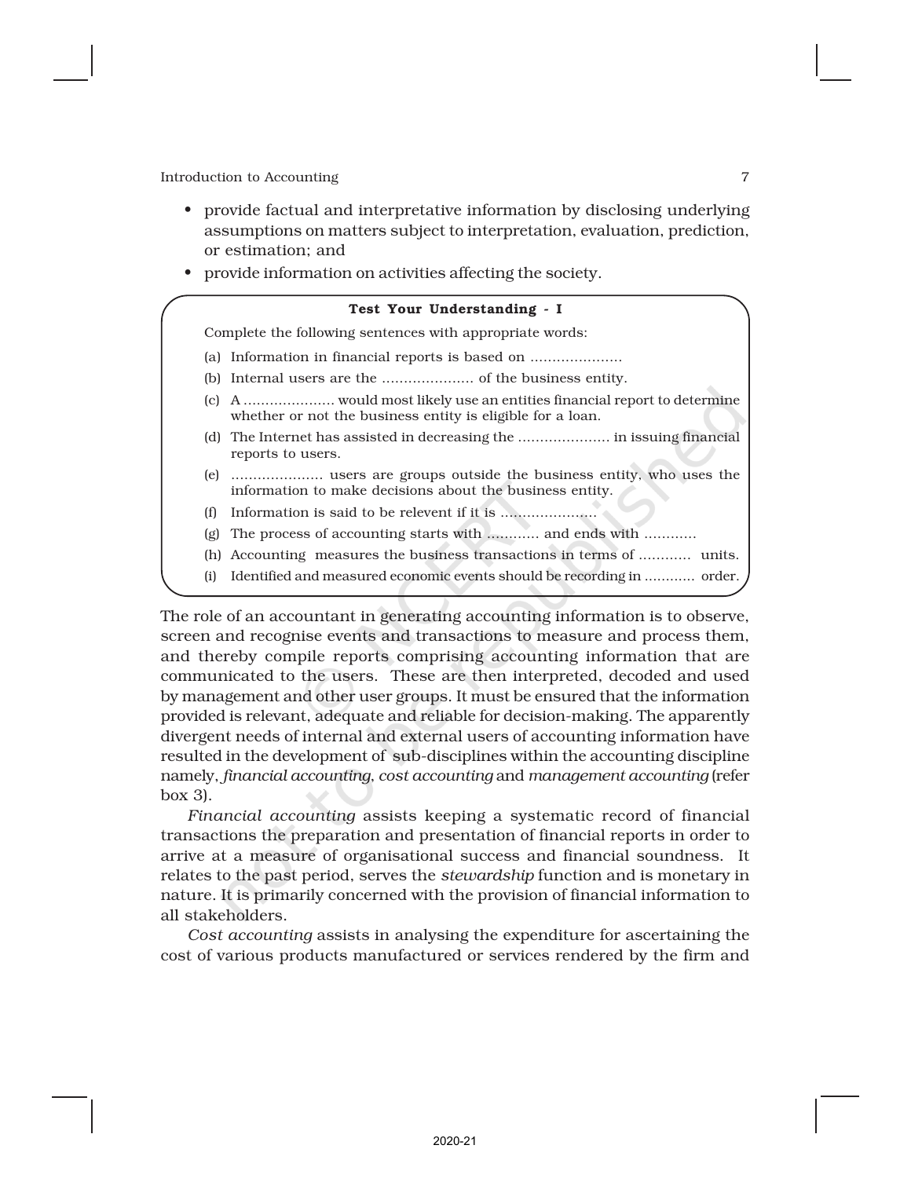- provide factual and interpretative information by disclosing underlying assumptions on matters subject to interpretation, evaluation, prediction, or estimation; and
- provide information on activities affecting the society.

**Test Your Understanding - I**

Complete the following sentences with appropriate words:

(a) Information in financial reports is based on .....................

(b) Internal users are the ..................... of the business entity.

(c) A ..................... would most likely use an entities financial report to determine whether or not the business entity is eligible for a loan.

(d) The Internet has assisted in decreasing the ..................... in issuing financial reports to users.

(e) ..................... users are groups outside the business entity, who uses the information to make decisions about the business entity.

(f) Information is said to be relevent if it is .....................

(g) The process of accounting starts with ............ and ends with ............

(h) Accounting measures the business transactions in terms of ............ units.

(i) Identified and measured economic events should be recording in ............ order.

The role of an accountant in generating accounting information is to observe, screen and recognise events and transactions to measure and process them, and thereby compile reports comprising accounting information that are communicated to the users. These are then interpreted, decoded and used by management and other user groups. It must be ensured that the information provided is relevant, adequate and reliable for decision-making. The apparently divergent needs of internal and external users of accounting information have resulted in the development of sub-disciplines within the accounting discipline namely, *financial accounting*, *cost accounting* and *management accounting* (refer box 3).

*Financial accounting* assists keeping a systematic record of financial transactions the preparation and presentation of financial reports in order to arrive at a measure of organisational success and financial soundness. It relates to the past period, serves the *stewardship* function and is monetary in nature. It is primarily concerned with the provision of financial information to all stakeholders.

*Cost accounting* assists in analysing the expenditure for ascertaining the cost of various products manufactured or services rendered by the firm and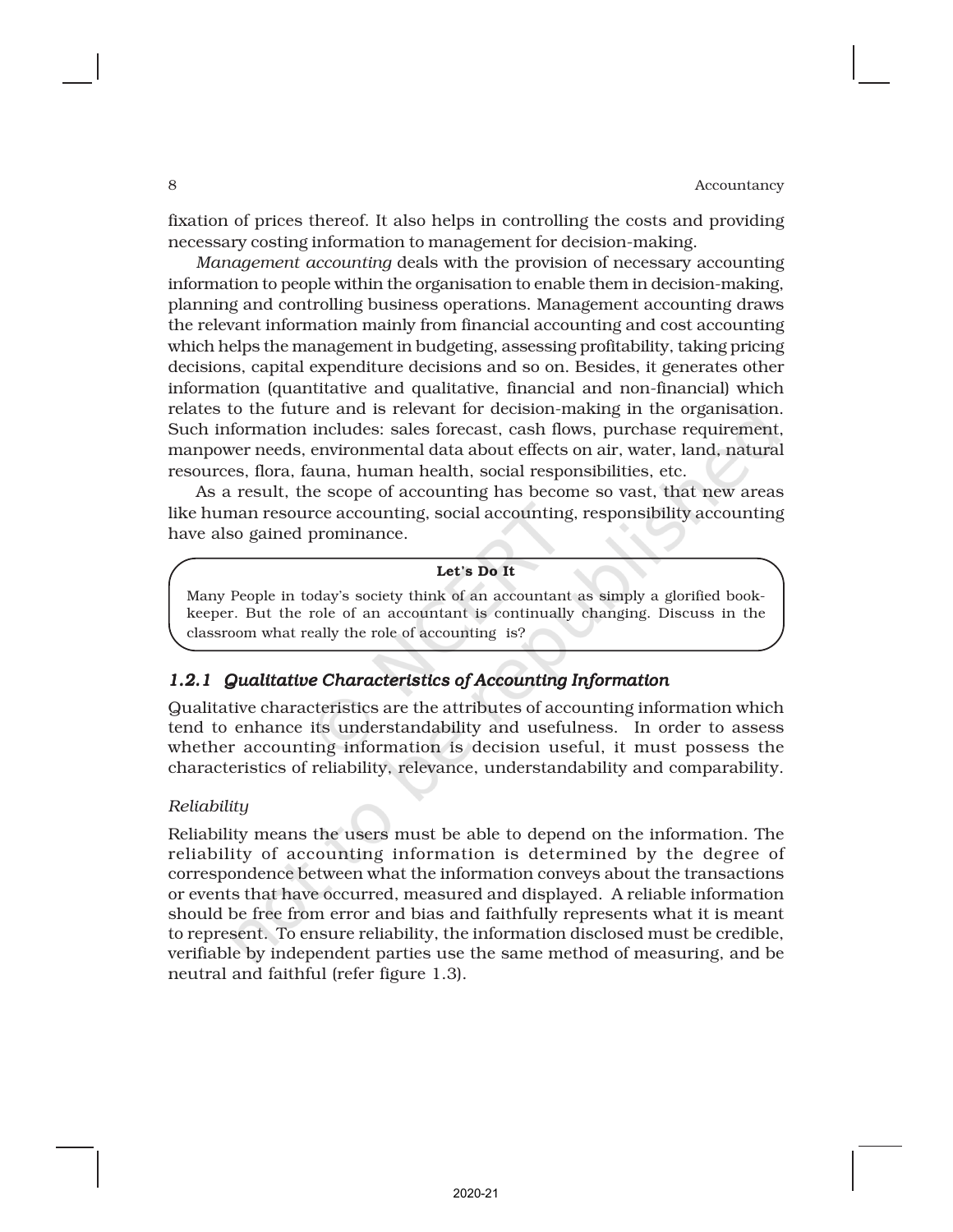fixation of prices thereof. It also helps in controlling the costs and providing necessary costing information to management for decision-making.

*Management accounting* deals with the provision of necessary accounting information to people within the organisation to enable them in decision-making, planning and controlling business operations. Management accounting draws the relevant information mainly from financial accounting and cost accounting which helps the management in budgeting, assessing profitability, taking pricing decisions, capital expenditure decisions and so on. Besides, it generates other information (quantitative and qualitative, financial and non-financial) which relates to the future and is relevant for decision-making in the organisation. Such information includes: sales forecast, cash flows, purchase requirement, manpower needs, environmental data about effects on air, water, land, natural resources, flora, fauna, human health, social responsibilities, etc.

As a result, the scope of accounting has become so vast, that new areas like human resource accounting, social accounting, responsibility accounting have also gained prominance.

> **Let's Do It**
>
> Many People in today's society think of an accountant as simply a glorified book-keeper. But the role of an accountant is continually changing. Discuss in the classroom what really the role of accounting is?

### *1.2.1 Qualitative Characteristics of Accounting Information*

Qualitative characteristics are the attributes of accounting information which tend to enhance its understandability and usefulness. In order to assess whether accounting information is decision useful, it must possess the characteristics of reliability, relevance, understandability and comparability.

*Reliability*

Reliability means the users must be able to depend on the information. The reliability of accounting information is determined by the degree of correspondence between what the information conveys about the transactions or events that have occurred, measured and displayed. A reliable information should be free from error and bias and faithfully represents what it is meant to represent. To ensure reliability, the information disclosed must be credible, verifiable by independent parties use the same method of measuring, and be neutral and faithful (refer figure 1.3).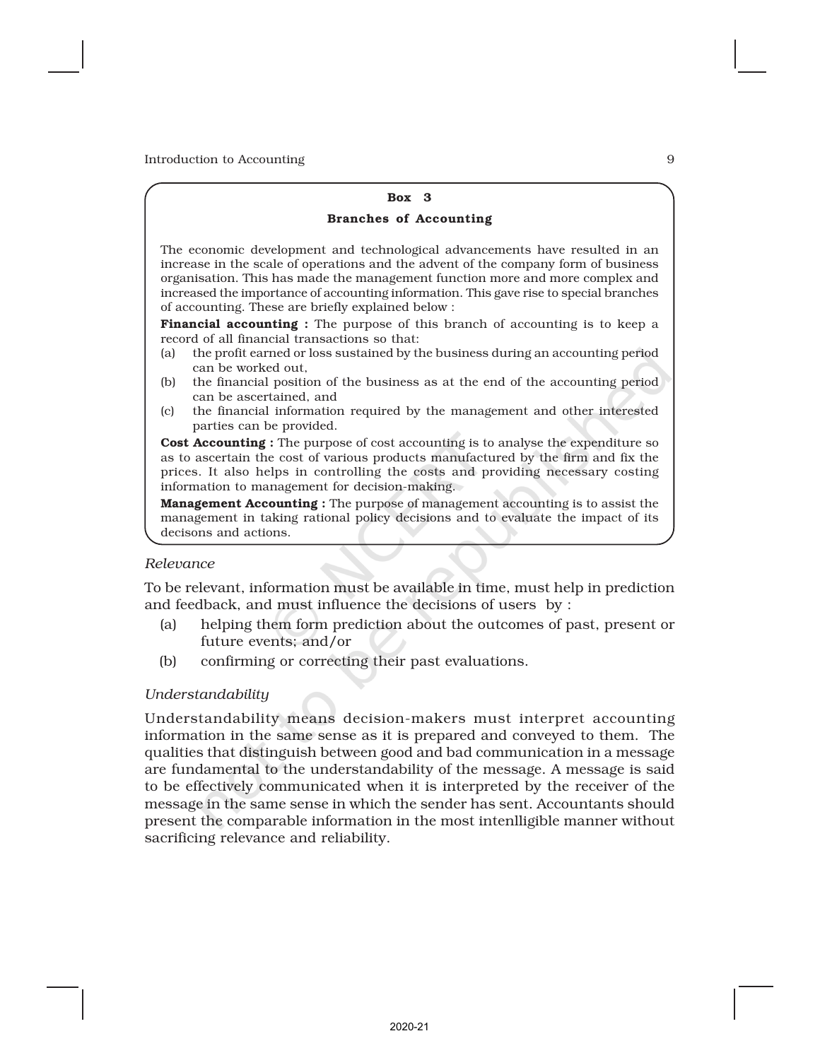**Box 3**

**Branches of Accounting**

The economic development and technological advancements have resulted in an increase in the scale of operations and the advent of the company form of business organisation. This has made the management function more and more complex and increased the importance of accounting information. This gave rise to special branches of accounting. These are briefly explained below :

**Financial accounting :** The purpose of this branch of accounting is to keep a record of all financial transactions so that:

(a) the profit earned or loss sustained by the business during an accounting period can be worked out,

(b) the financial position of the business as at the end of the accounting period can be ascertained, and

(c) the financial information required by the management and other interested parties can be provided.

**Cost Accounting :** The purpose of cost accounting is to analyse the expenditure so as to ascertain the cost of various products manufactured by the firm and fix the prices. It also helps in controlling the costs and providing necessary costing information to management for decision-making.

**Management Accounting :** The purpose of management accounting is to assist the management in taking rational policy decisions and to evaluate the impact of its decisons and actions.

*Relevance*

To be relevant, information must be available in time, must help in prediction and feedback, and must influence the decisions of users by :

(a) helping them form prediction about the outcomes of past, present or future events; and/or

(b) confirming or correcting their past evaluations.

*Understandability*

Understandability means decision-makers must interpret accounting information in the same sense as it is prepared and conveyed to them. The qualities that distinguish between good and bad communication in a message are fundamental to the understandability of the message. A message is said to be effectively communicated when it is interpreted by the receiver of the message in the same sense in which the sender has sent. Accountants should present the comparable information in the most intenlligible manner without sacrificing relevance and reliability.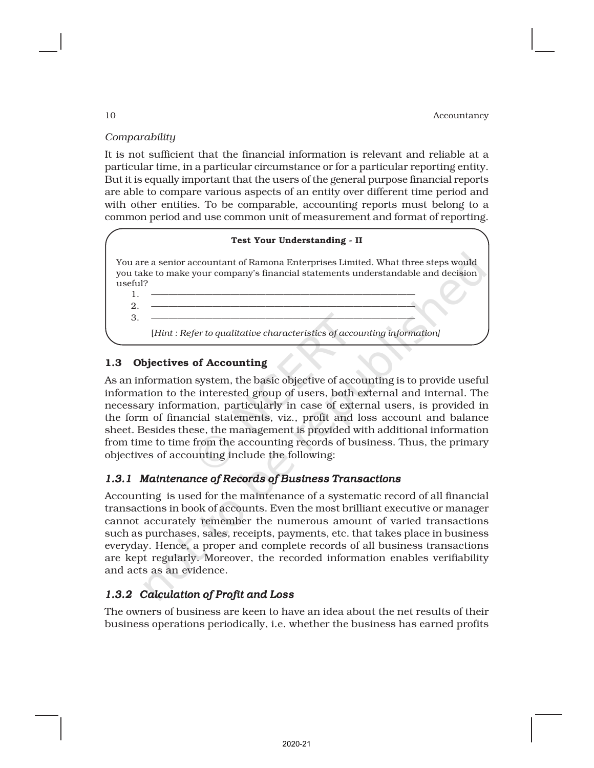*Comparability*

It is not sufficient that the financial information is relevant and reliable at a particular time, in a particular circumstance or for a particular reporting entity. But it is equally important that the users of the general purpose financial reports are able to compare various aspects of an entity over different time period and with other entities. To be comparable, accounting reports must belong to a common period and use common unit of measurement and format of reporting.

**Test Your Understanding - II**

You are a senior accountant of Ramona Enterprises Limited. What three steps would you take to make your company's financial statements understandable and decision useful?

1. ——————————————————————
2. ——————————————————————
3. ——————————————————————

[*Hint : Refer to qualitative characteristics of accounting information*]

## 1.3 Objectives of Accounting

As an information system, the basic objective of accounting is to provide useful information to the interested group of users, both external and internal. The necessary information, particularly in case of external users, is provided in the form of financial statements, viz., profit and loss account and balance sheet. Besides these, the management is provided with additional information from time to time from the accounting records of business. Thus, the primary objectives of accounting include the following:

### *1.3.1 Maintenance of Records of Business Transactions*

Accounting is used for the maintenance of a systematic record of all financial transactions in book of accounts. Even the most brilliant executive or manager cannot accurately remember the numerous amount of varied transactions such as purchases, sales, receipts, payments, etc. that takes place in business everyday. Hence, a proper and complete records of all business transactions are kept regularly. Moreover, the recorded information enables verifiability and acts as an evidence.

### *1.3.2 Calculation of Profit and Loss*

The owners of business are keen to have an idea about the net results of their business operations periodically, i.e. whether the business has earned profits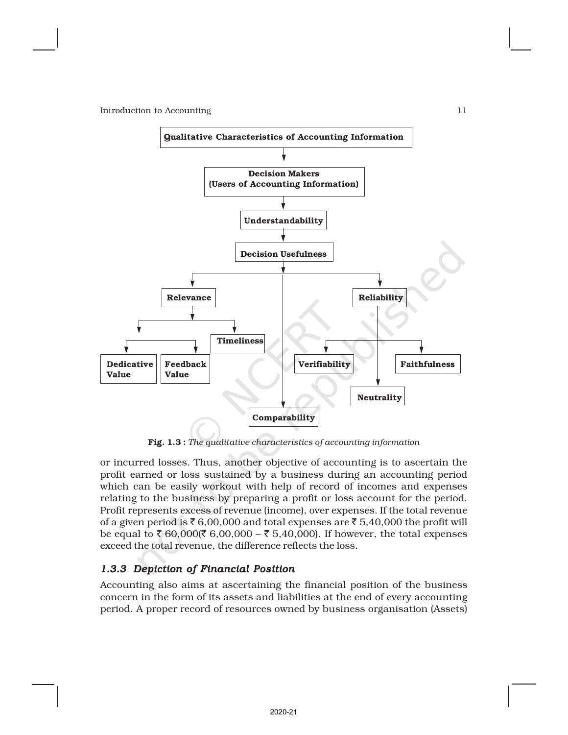Qualitative Characteristics of Accounting Information

Decision Makers
(Users of Accounting Information)

Understandability

Decision Usefulness

Relevance

Reliability

Timeliness

Dedicative Value

Feedback Value

Verifiability

Faithfulness

Neutrality

Comparability

**Fig. 1.3 :** *The qualitative characteristics of accounting information*

or incurred losses. Thus, another objective of accounting is to ascertain the profit earned or loss sustained by a business during an accounting period which can be easily workout with help of record of incomes and expenses relating to the business by preparing a profit or loss account for the period. Profit represents excess of revenue (income), over expenses. If the total revenue of a given period is ₹ 6,00,000 and total expenses are ₹ 5,40,000 the profit will be equal to ₹ 60,000(₹ 6,00,000 – ₹ 5,40,000). If however, the total expenses exceed the total revenue, the difference reflects the loss.

### *1.3.3 Depiction of Financial Position*

Accounting also aims at ascertaining the financial position of the business concern in the form of its assets and liabilities at the end of every accounting period. A proper record of resources owned by business organisation (Assets)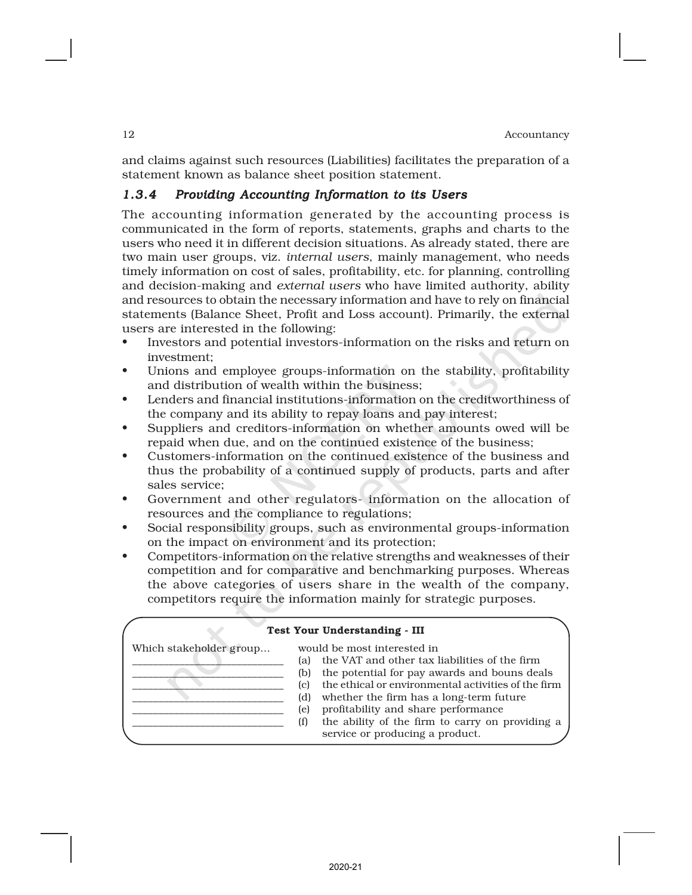and claims against such resources (Liabilities) facilitates the preparation of a statement known as balance sheet position statement.

### *1.3.4 Providing Accounting Information to its Users*

The accounting information generated by the accounting process is communicated in the form of reports, statements, graphs and charts to the users who need it in different decision situations. As already stated, there are two main user groups, viz. *internal users*, mainly management, who needs timely information on cost of sales, profitability, etc. for planning, controlling and decision-making and *external users* who have limited authority, ability and resources to obtain the necessary information and have to rely on financial statements (Balance Sheet, Profit and Loss account). Primarily, the external users are interested in the following:

- Investors and potential investors-information on the risks and return on investment;
- Unions and employee groups-information on the stability, profitability and distribution of wealth within the business;
- Lenders and financial institutions-information on the creditworthiness of the company and its ability to repay loans and pay interest;
- Suppliers and creditors-information on whether amounts owed will be repaid when due, and on the continued existence of the business;
- Customers-information on the continued existence of the business and thus the probability of a continued supply of products, parts and after sales service;
- Government and other regulators- information on the allocation of resources and the compliance to regulations;
- Social responsibility groups, such as environmental groups-information on the impact on environment and its protection;
- Competitors-information on the relative strengths and weaknesses of their competition and for comparative and benchmarking purposes. Whereas the above categories of users share in the wealth of the company, competitors require the information mainly for strategic purposes.

**Test Your Understanding - III**

| Which stakeholder group... | would be most interested in |
|---|---|
| ___________________________ | (a) the VAT and other tax liabilities of the firm |
| ___________________________ | (b) the potential for pay awards and bouns deals |
| ___________________________ | (c) the ethical or environmental activities of the firm |
| ___________________________ | (d) whether the firm has a long-term future |
| ___________________________ | (e) profitability and share performance |
| ___________________________ | (f) the ability of the firm to carry on providing a service or producing a product. |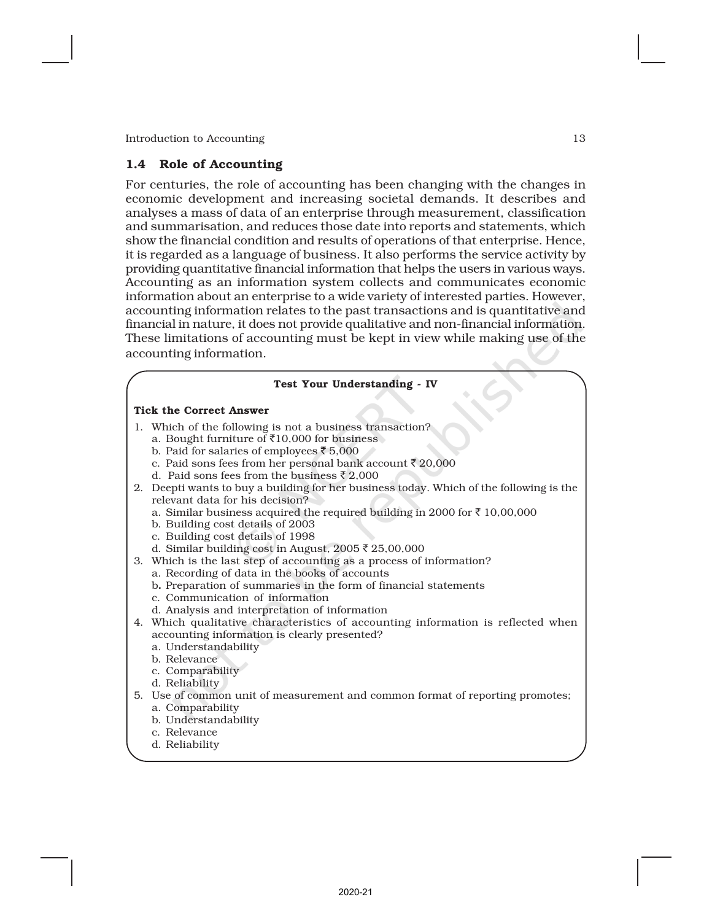## 1.4 Role of Accounting

For centuries, the role of accounting has been changing with the changes in economic development and increasing societal demands. It describes and analyses a mass of data of an enterprise through measurement, classification and summarisation, and reduces those date into reports and statements, which show the financial condition and results of operations of that enterprise. Hence, it is regarded as a language of business. It also performs the service activity by providing quantitative financial information that helps the users in various ways. Accounting as an information system collects and communicates economic information about an enterprise to a wide variety of interested parties. However, accounting information relates to the past transactions and is quantitative and financial in nature, it does not provide qualitative and non-financial information. These limitations of accounting must be kept in view while making use of the accounting information.

**Test Your Understanding - IV**

**Tick the Correct Answer**

1. Which of the following is not a business transaction?
   a. Bought furniture of ₹10,000 for business
   b. Paid for salaries of employees ₹ 5,000
   c. Paid sons fees from her personal bank account ₹ 20,000
   d. Paid sons fees from the business ₹ 2,000
2. Deepti wants to buy a building for her business today. Which of the following is the relevant data for his decision?
   a. Similar business acquired the required building in 2000 for ₹ 10,00,000
   b. Building cost details of 2003
   c. Building cost details of 1998
   d. Similar building cost in August, 2005 ₹ 25,00,000
3. Which is the last step of accounting as a process of information?
   a. Recording of data in the books of accounts
   b. Preparation of summaries in the form of financial statements
   c. Communication of information
   d. Analysis and interpretation of information
4. Which qualitative characteristics of accounting information is reflected when accounting information is clearly presented?
   a. Understandability
   b. Relevance
   c. Comparability
   d. Reliability
5. Use of common unit of measurement and common format of reporting promotes;
   a. Comparability
   b. Understandability
   c. Relevance
   d. Reliability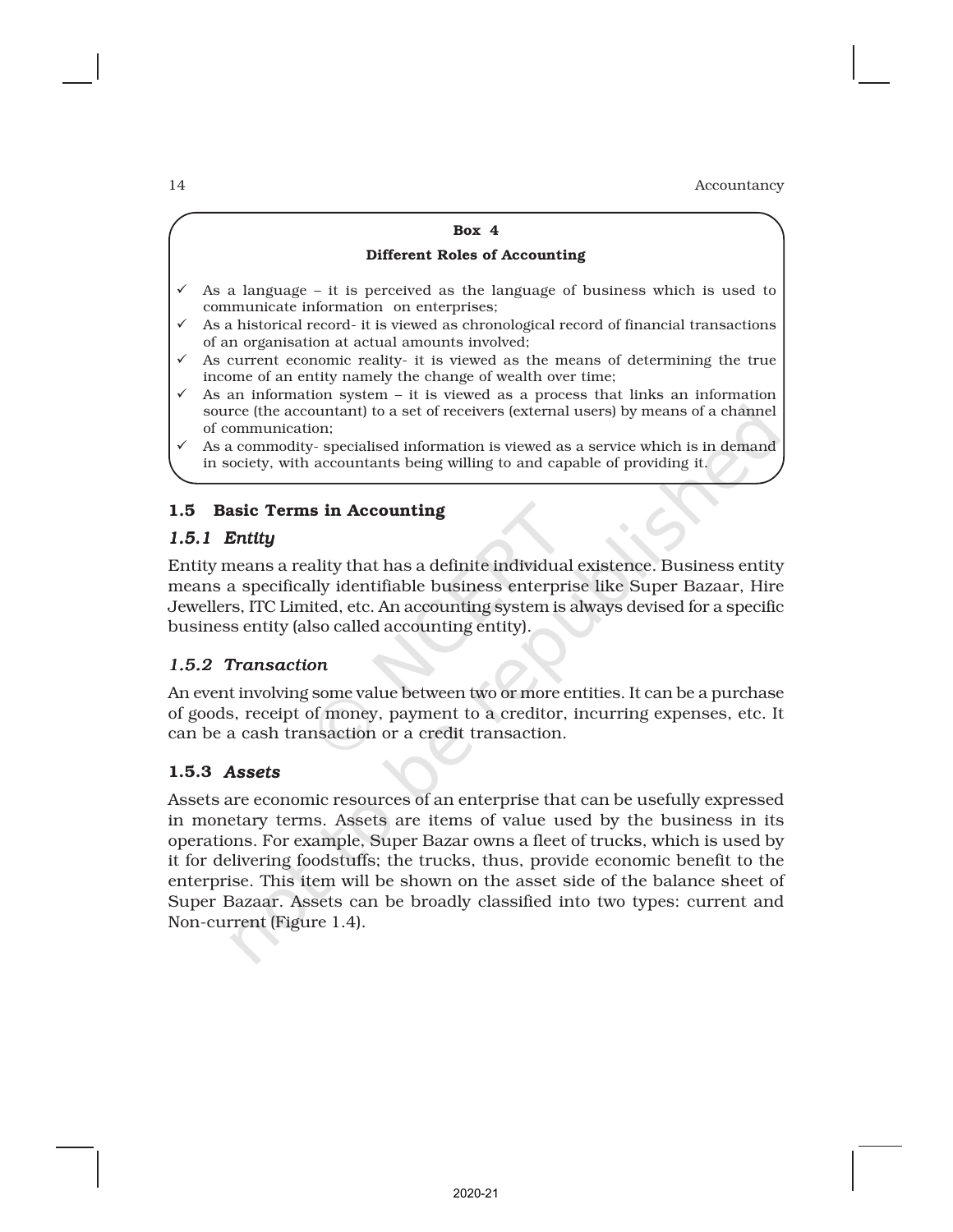**Box 4**

**Different Roles of Accounting**

- ✓ As a language – it is perceived as the language of business which is used to communicate information on enterprises;
- ✓ As a historical record- it is viewed as chronological record of financial transactions of an organisation at actual amounts involved;
- ✓ As current economic reality- it is viewed as the means of determining the true income of an entity namely the change of wealth over time;
- ✓ As an information system – it is viewed as a process that links an information source (the accountant) to a set of receivers (external users) by means of a channel of communication;
- ✓ As a commodity- specialised information is viewed as a service which is in demand in society, with accountants being willing to and capable of providing it.

## 1.5 Basic Terms in Accounting

### *1.5.1 Entity*

Entity means a reality that has a definite individual existence. Business entity means a specifically identifiable business enterprise like Super Bazaar, Hire Jewellers, ITC Limited, etc. An accounting system is always devised for a specific business entity (also called accounting entity).

### *1.5.2 Transaction*

An event involving some value between two or more entities. It can be a purchase of goods, receipt of money, payment to a creditor, incurring expenses, etc. It can be a cash transaction or a credit transaction.

### 1.5.3 *Assets*

Assets are economic resources of an enterprise that can be usefully expressed in monetary terms. Assets are items of value used by the business in its operations. For example, Super Bazar owns a fleet of trucks, which is used by it for delivering foodstuffs; the trucks, thus, provide economic benefit to the enterprise. This item will be shown on the asset side of the balance sheet of Super Bazaar. Assets can be broadly classified into two types: current and Non-current (Figure 1.4).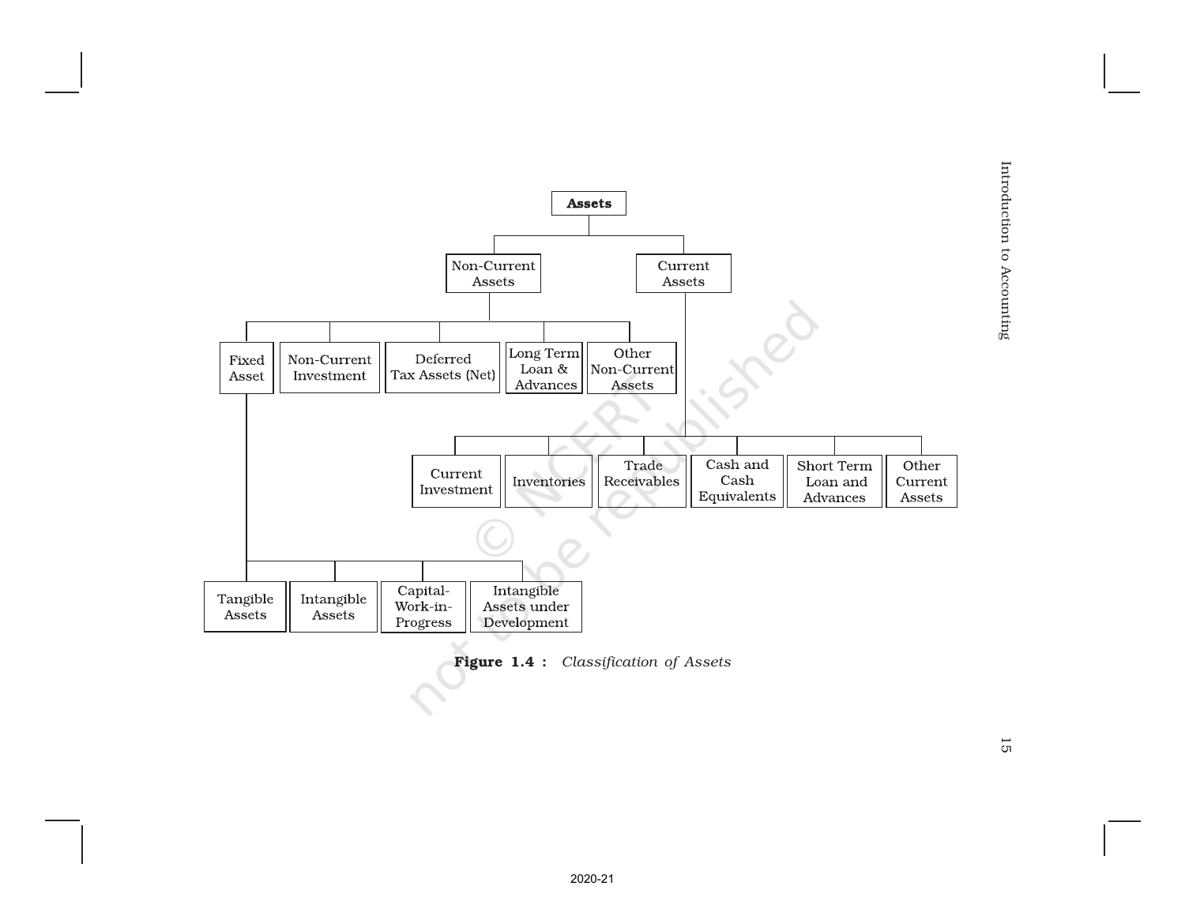Assets

Non-Current Assets

Current Assets

Fixed Asset

Non-Current Investment

Deferred Tax Assets (Net)

Long Term Loan & Advances

Other Non-Current Assets

Current Investment

Inventories

Trade Receivables

Cash and Cash Equivalents

Short Term Loan and Advances

Other Current Assets

Tangible Assets

Intangible Assets

Capital-Work-in-Progress

Intangible Assets under Development

**Figure 1.4 :** *Classification of Assets*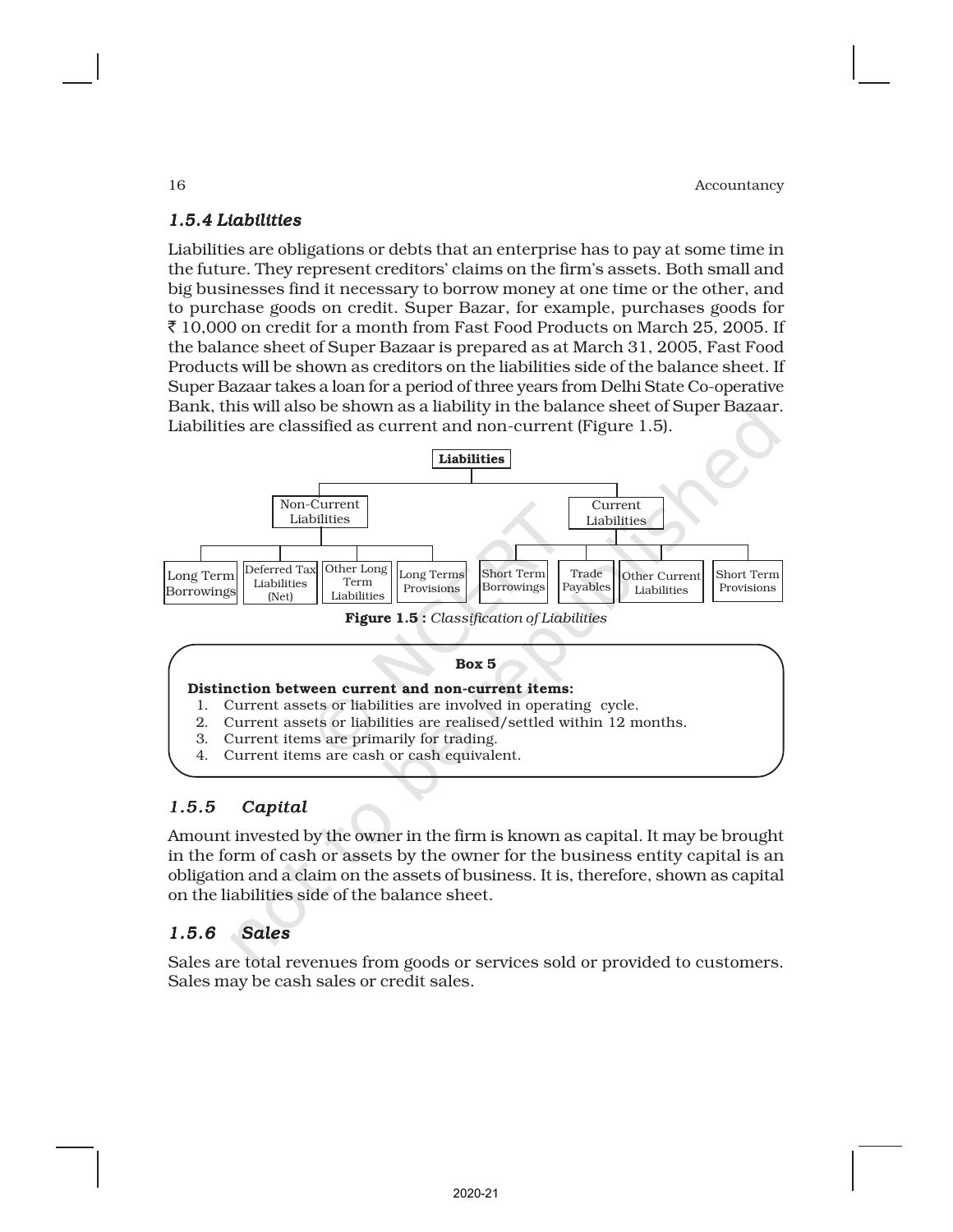### *1.5.4 Liabilities*

Liabilities are obligations or debts that an enterprise has to pay at some time in the future. They represent creditors' claims on the firm's assets. Both small and big businesses find it necessary to borrow money at one time or the other, and to purchase goods on credit. Super Bazar, for example, purchases goods for ₹ 10,000 on credit for a month from Fast Food Products on March 25, 2005. If the balance sheet of Super Bazaar is prepared as at March 31, 2005, Fast Food Products will be shown as creditors on the liabilities side of the balance sheet. If Super Bazaar takes a loan for a period of three years from Delhi State Co-operative Bank, this will also be shown as a liability in the balance sheet of Super Bazaar. Liabilities are classified as current and non-current (Figure 1.5).

Liabilities

Non-Current Liabilities

Long Term Borrowings

Deferred Tax Liabilities (Net)

Other Long Term Liabilities

Long Terms Provisions

Current Liabilities

Short Term Borrowings

Trade Payables

Other Current Liabilities

Short Term Provisions

**Figure 1.5 :** *Classification of Liabilities*

**Box 5**

**Distinction between current and non-current items:**

1. Current assets or liabilities are involved in operating cycle.
2. Current assets or liabilities are realised/settled within 12 months.
3. Current items are primarily for trading.
4. Current items are cash or cash equivalent.

### *1.5.5 Capital*

Amount invested by the owner in the firm is known as capital. It may be brought in the form of cash or assets by the owner for the business entity capital is an obligation and a claim on the assets of business. It is, therefore, shown as capital on the liabilities side of the balance sheet.

### *1.5.6 Sales*

Sales are total revenues from goods or services sold or provided to customers. Sales may be cash sales or credit sales.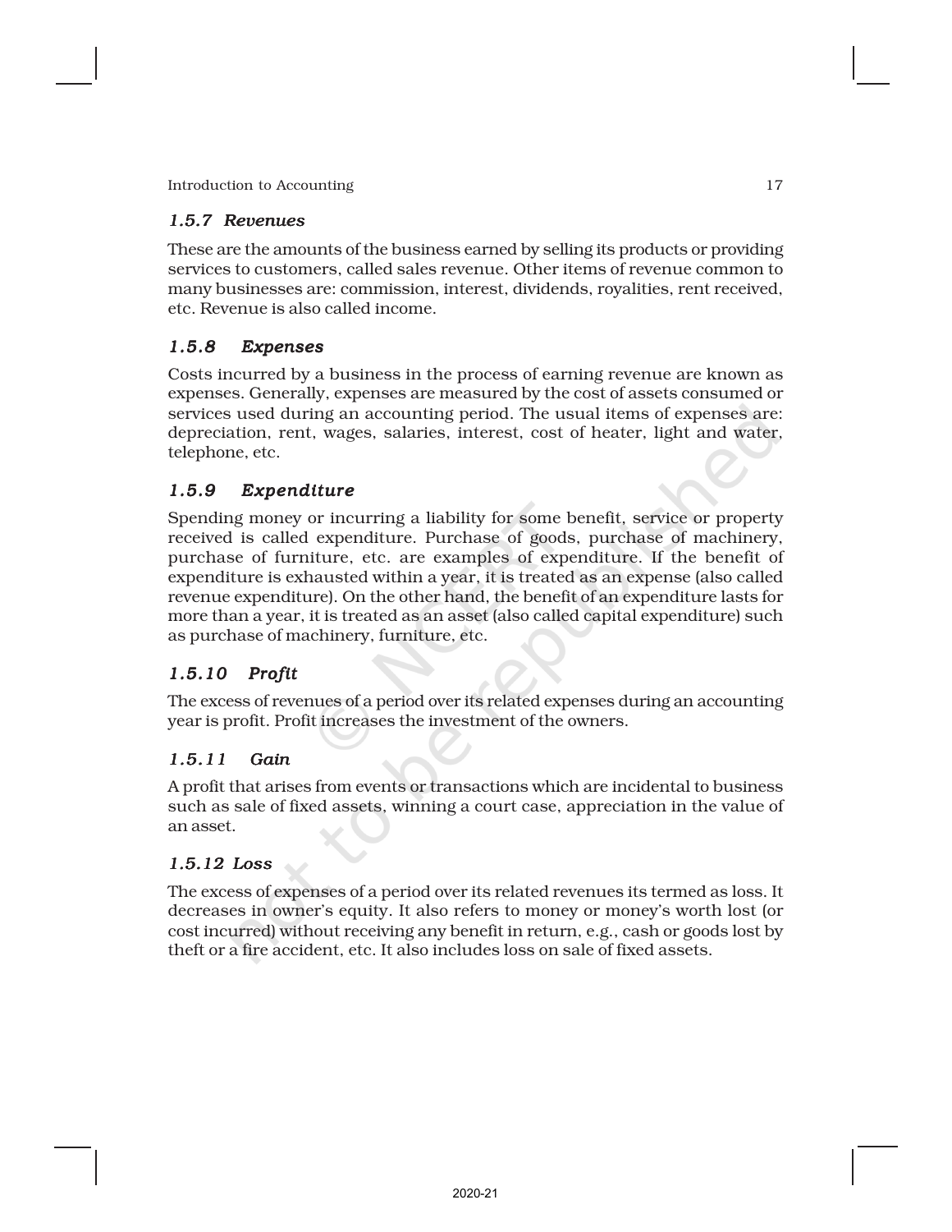### *1.5.7 Revenues*

These are the amounts of the business earned by selling its products or providing services to customers, called sales revenue. Other items of revenue common to many businesses are: commission, interest, dividends, royalities, rent received, etc. Revenue is also called income.

### *1.5.8 Expenses*

Costs incurred by a business in the process of earning revenue are known as expenses. Generally, expenses are measured by the cost of assets consumed or services used during an accounting period. The usual items of expenses are: depreciation, rent, wages, salaries, interest, cost of heater, light and water, telephone, etc.

### *1.5.9 Expenditure*

Spending money or incurring a liability for some benefit, service or property received is called expenditure. Purchase of goods, purchase of machinery, purchase of furniture, etc. are examples of expenditure. If the benefit of expenditure is exhausted within a year, it is treated as an expense (also called revenue expenditure). On the other hand, the benefit of an expenditure lasts for more than a year, it is treated as an asset (also called capital expenditure) such as purchase of machinery, furniture, etc.

### *1.5.10 Profit*

The excess of revenues of a period over its related expenses during an accounting year is profit. Profit increases the investment of the owners.

### *1.5.11 Gain*

A profit that arises from events or transactions which are incidental to business such as sale of fixed assets, winning a court case, appreciation in the value of an asset.

### *1.5.12 Loss*

The excess of expenses of a period over its related revenues its termed as loss. It decreases in owner's equity. It also refers to money or money's worth lost (or cost incurred) without receiving any benefit in return, e.g., cash or goods lost by theft or a fire accident, etc. It also includes loss on sale of fixed assets.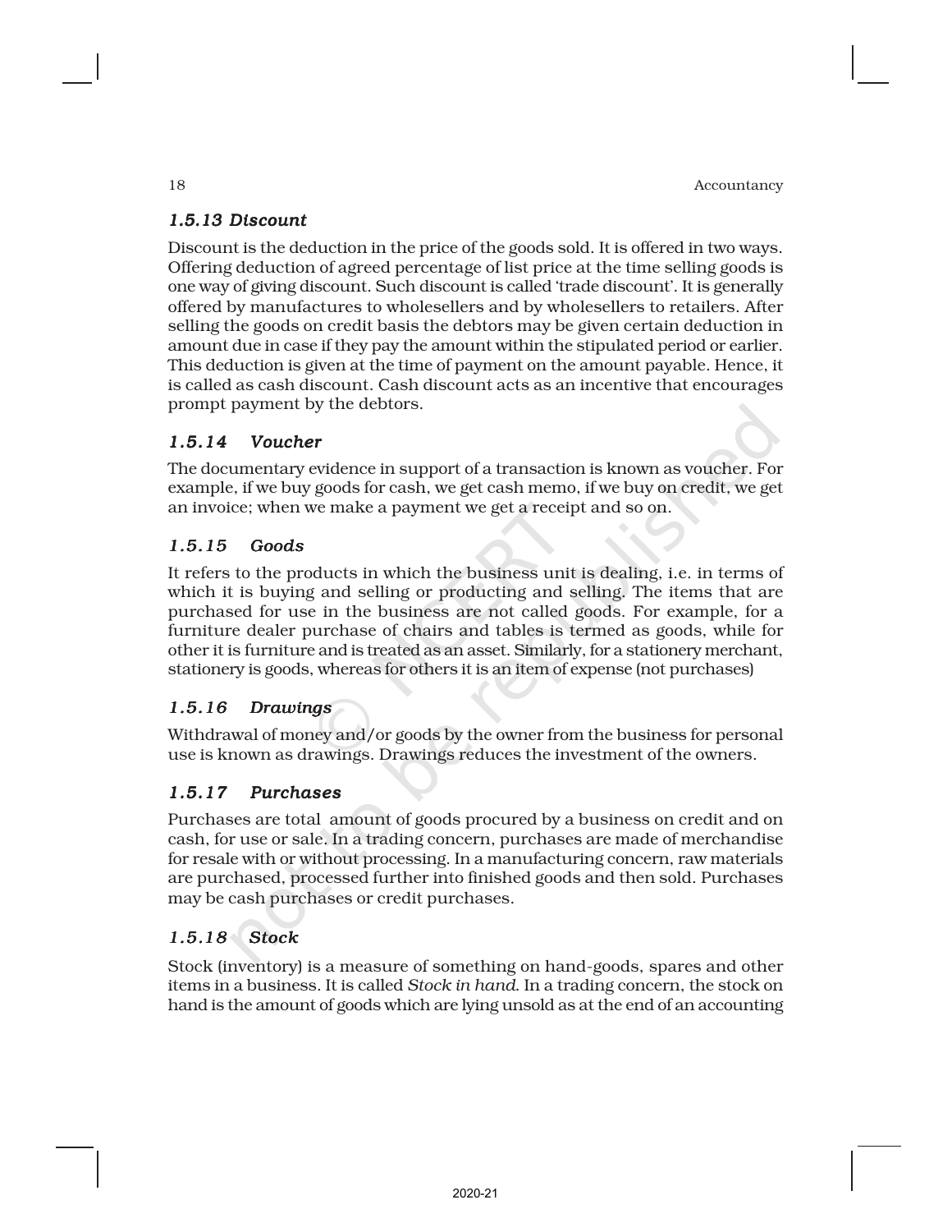### *1.5.13 Discount*

Discount is the deduction in the price of the goods sold. It is offered in two ways. Offering deduction of agreed percentage of list price at the time selling goods is one way of giving discount. Such discount is called 'trade discount'. It is generally offered by manufactures to wholesellers and by wholesellers to retailers. After selling the goods on credit basis the debtors may be given certain deduction in amount due in case if they pay the amount within the stipulated period or earlier. This deduction is given at the time of payment on the amount payable. Hence, it is called as cash discount. Cash discount acts as an incentive that encourages prompt payment by the debtors.

### *1.5.14 Voucher*

The documentary evidence in support of a transaction is known as voucher. For example, if we buy goods for cash, we get cash memo, if we buy on credit, we get an invoice; when we make a payment we get a receipt and so on.

### *1.5.15 Goods*

It refers to the products in which the business unit is dealing, i.e. in terms of which it is buying and selling or producting and selling. The items that are purchased for use in the business are not called goods. For example, for a furniture dealer purchase of chairs and tables is termed as goods, while for other it is furniture and is treated as an asset. Similarly, for a stationery merchant, stationery is goods, whereas for others it is an item of expense (not purchases)

### *1.5.16 Drawings*

Withdrawal of money and/or goods by the owner from the business for personal use is known as drawings. Drawings reduces the investment of the owners.

### *1.5.17 Purchases*

Purchases are total amount of goods procured by a business on credit and on cash, for use or sale. In a trading concern, purchases are made of merchandise for resale with or without processing. In a manufacturing concern, raw materials are purchased, processed further into finished goods and then sold. Purchases may be cash purchases or credit purchases.

### *1.5.18 Stock*

Stock (inventory) is a measure of something on hand-goods, spares and other items in a business. It is called *Stock in hand*. In a trading concern, the stock on hand is the amount of goods which are lying unsold as at the end of an accounting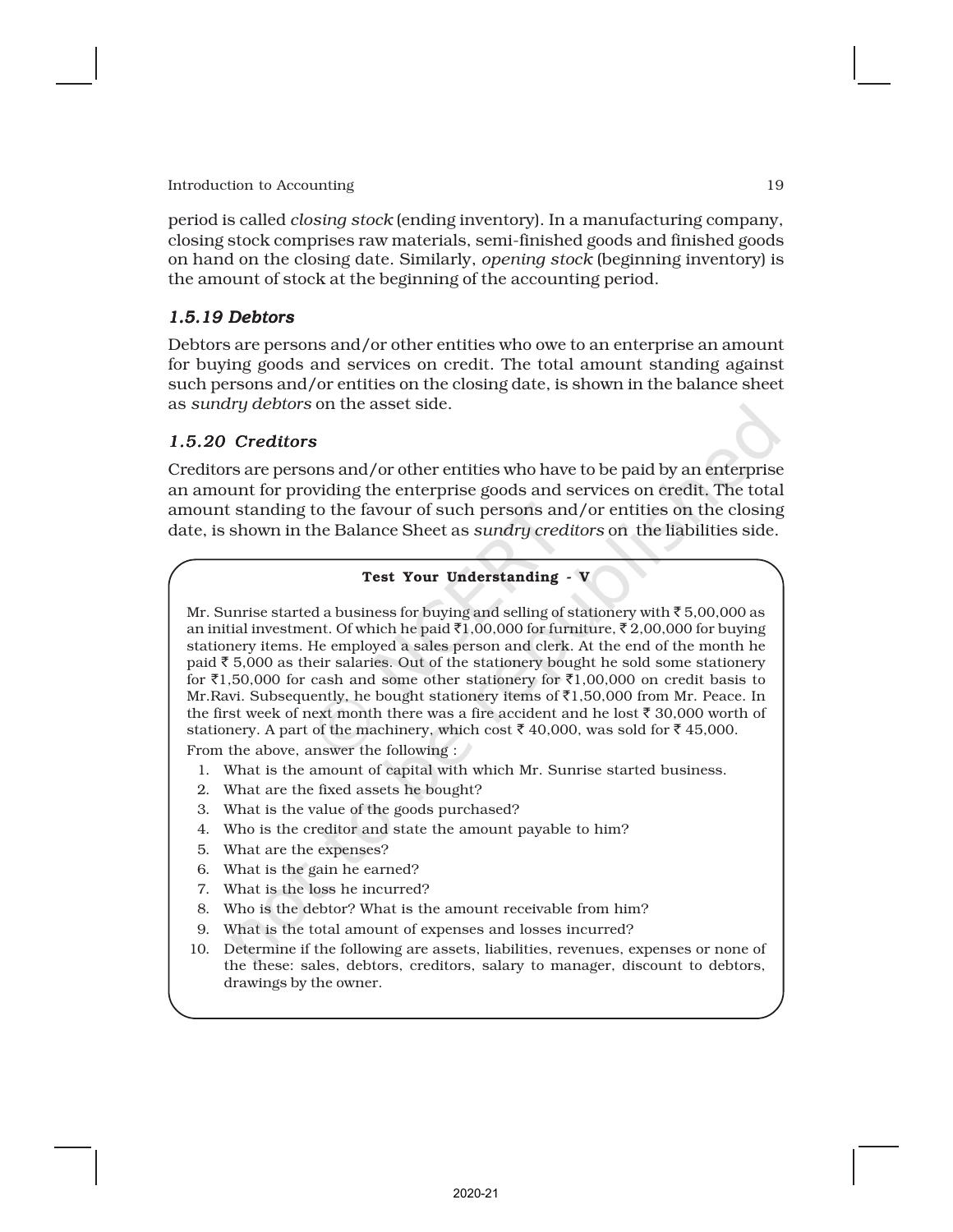period is called *closing stock* (ending inventory). In a manufacturing company, closing stock comprises raw materials, semi-finished goods and finished goods on hand on the closing date. Similarly, *opening stock* (beginning inventory) is the amount of stock at the beginning of the accounting period.

### *1.5.19 Debtors*

Debtors are persons and/or other entities who owe to an enterprise an amount for buying goods and services on credit. The total amount standing against such persons and/or entities on the closing date, is shown in the balance sheet as *sundry debtors* on the asset side.

### *1.5.20 Creditors*

Creditors are persons and/or other entities who have to be paid by an enterprise an amount for providing the enterprise goods and services on credit. The total amount standing to the favour of such persons and/or entities on the closing date, is shown in the Balance Sheet as *sundry creditors* on the liabilities side.

**Test Your Understanding - V**

Mr. Sunrise started a business for buying and selling of stationery with ₹ 5,00,000 as an initial investment. Of which he paid ₹1,00,000 for furniture, ₹ 2,00,000 for buying stationery items. He employed a sales person and clerk. At the end of the month he paid ₹ 5,000 as their salaries. Out of the stationery bought he sold some stationery for ₹1,50,000 for cash and some other stationery for ₹1,00,000 on credit basis to Mr.Ravi. Subsequently, he bought stationery items of ₹1,50,000 from Mr. Peace. In the first week of next month there was a fire accident and he lost ₹ 30,000 worth of stationery. A part of the machinery, which cost ₹ 40,000, was sold for ₹ 45,000.

From the above, answer the following :

1. What is the amount of capital with which Mr. Sunrise started business.
2. What are the fixed assets he bought?
3. What is the value of the goods purchased?
4. Who is the creditor and state the amount payable to him?
5. What are the expenses?
6. What is the gain he earned?
7. What is the loss he incurred?
8. Who is the debtor? What is the amount receivable from him?
9. What is the total amount of expenses and losses incurred?
10. Determine if the following are assets, liabilities, revenues, expenses or none of the these: sales, debtors, creditors, salary to manager, discount to debtors, drawings by the owner.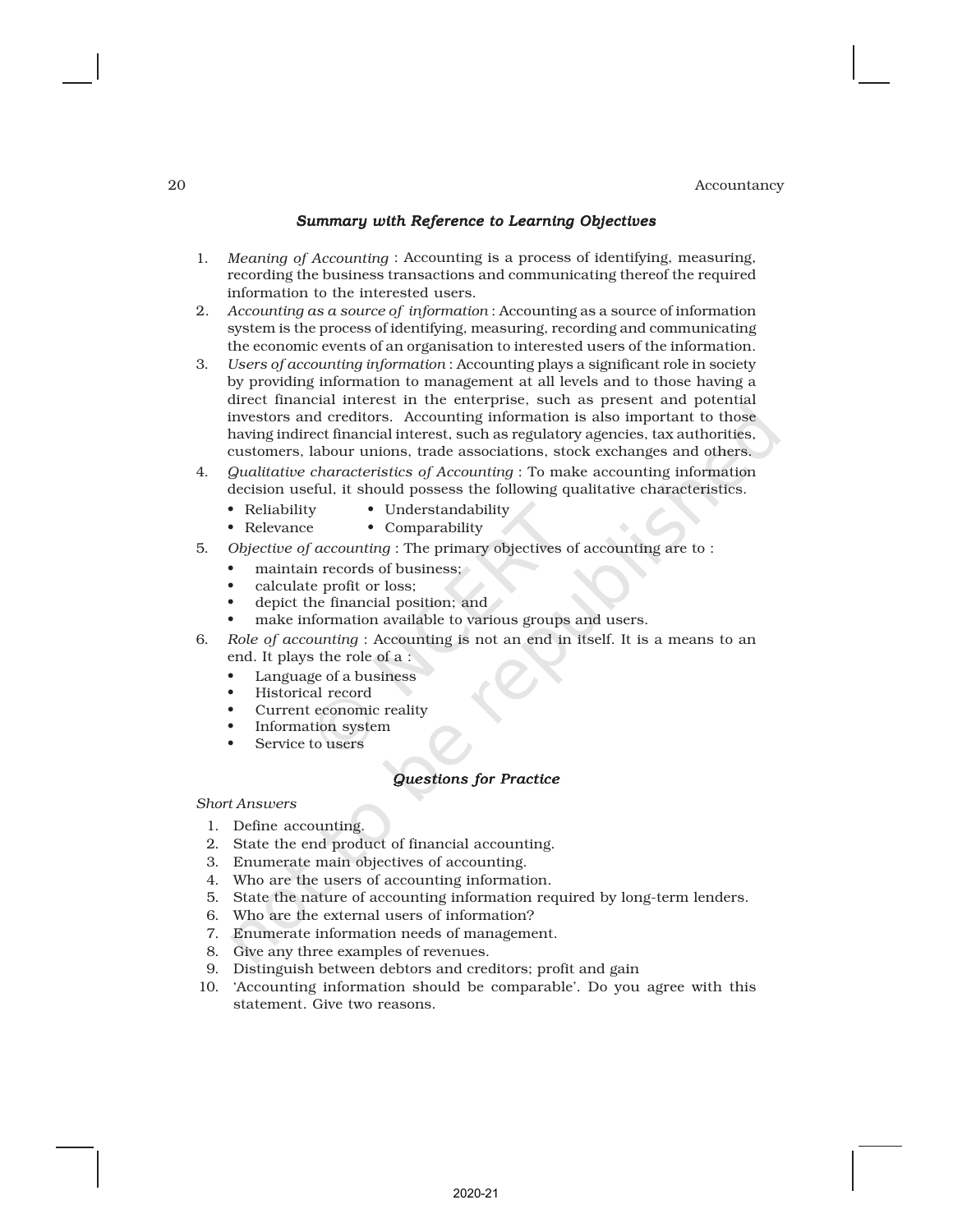### *Summary with Reference to Learning Objectives*

1. *Meaning of Accounting* : Accounting is a process of identifying, measuring, recording the business transactions and communicating thereof the required information to the interested users.
2. *Accounting as a source of information* : Accounting as a source of information system is the process of identifying, measuring, recording and communicating the economic events of an organisation to interested users of the information.
3. *Users of accounting information* : Accounting plays a significant role in society by providing information to management at all levels and to those having a direct financial interest in the enterprise, such as present and potential investors and creditors. Accounting information is also important to those having indirect financial interest, such as regulatory agencies, tax authorities, customers, labour unions, trade associations, stock exchanges and others.
4. *Qualitative characteristics of Accounting* : To make accounting information decision useful, it should possess the following qualitative characteristics.
   - Reliability
   - Understandability
   - Relevance
   - Comparability
5. *Objective of accounting* : The primary objectives of accounting are to :
   - maintain records of business;
   - calculate profit or loss;
   - depict the financial position; and
   - make information available to various groups and users.
6. *Role of accounting* : Accounting is not an end in itself. It is a means to an end. It plays the role of a :
   - Language of a business
   - Historical record
   - Current economic reality
   - Information system
   - Service to users

### *Questions for Practice*

*Short Answers*

1. Define accounting.
2. State the end product of financial accounting.
3. Enumerate main objectives of accounting.
4. Who are the users of accounting information.
5. State the nature of accounting information required by long-term lenders.
6. Who are the external users of information?
7. Enumerate information needs of management.
8. Give any three examples of revenues.
9. Distinguish between debtors and creditors; profit and gain
10. 'Accounting information should be comparable'. Do you agree with this statement. Give two reasons.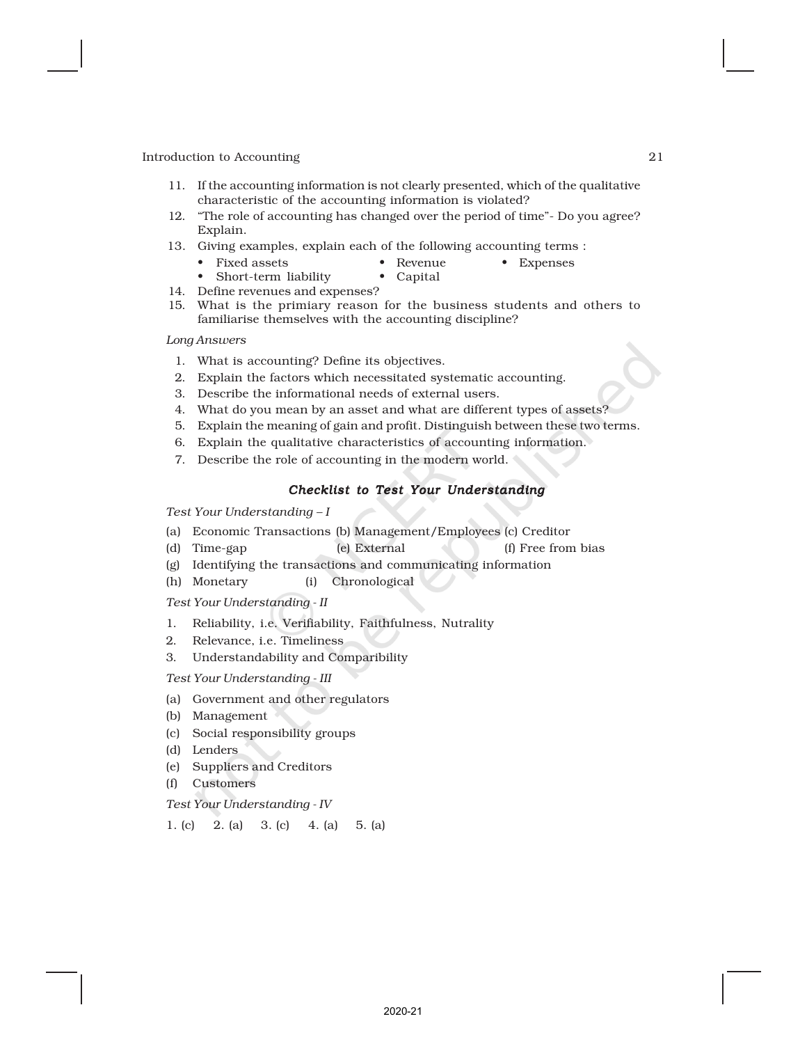11. If the accounting information is not clearly presented, which of the qualitative characteristic of the accounting information is violated?
12. "The role of accounting has changed over the period of time"- Do you agree? Explain.
13. Giving examples, explain each of the following accounting terms :
    - Fixed assets
    - Revenue
    - Expenses
    - Short-term liability
    - Capital
14. Define revenues and expenses?
15. What is the primiary reason for the business students and others to familiarise themselves with the accounting discipline?

*Long Answers*

1. What is accounting? Define its objectives.
2. Explain the factors which necessitated systematic accounting.
3. Describe the informational needs of external users.
4. What do you mean by an asset and what are different types of assets?
5. Explain the meaning of gain and profit. Distinguish between these two terms.
6. Explain the qualitative characteristics of accounting information.
7. Describe the role of accounting in the modern world.

### *Checklist to Test Your Understanding*

*Test Your Understanding – I*

(a) Economic Transactions (b) Management/Employees (c) Creditor
(d) Time-gap (e) External (f) Free from bias
(g) Identifying the transactions and communicating information
(h) Monetary (i) Chronological

*Test Your Understanding - II*

1. Reliability, i.e. Verifiability, Faithfulness, Nutrality
2. Relevance, i.e. Timeliness
3. Understandability and Comparibility

*Test Your Understanding - III*

(a) Government and other regulators
(b) Management
(c) Social responsibility groups
(d) Lenders
(e) Suppliers and Creditors
(f) Customers

*Test Your Understanding - IV*

1. (c) 2. (a) 3. (c) 4. (a) 5. (a)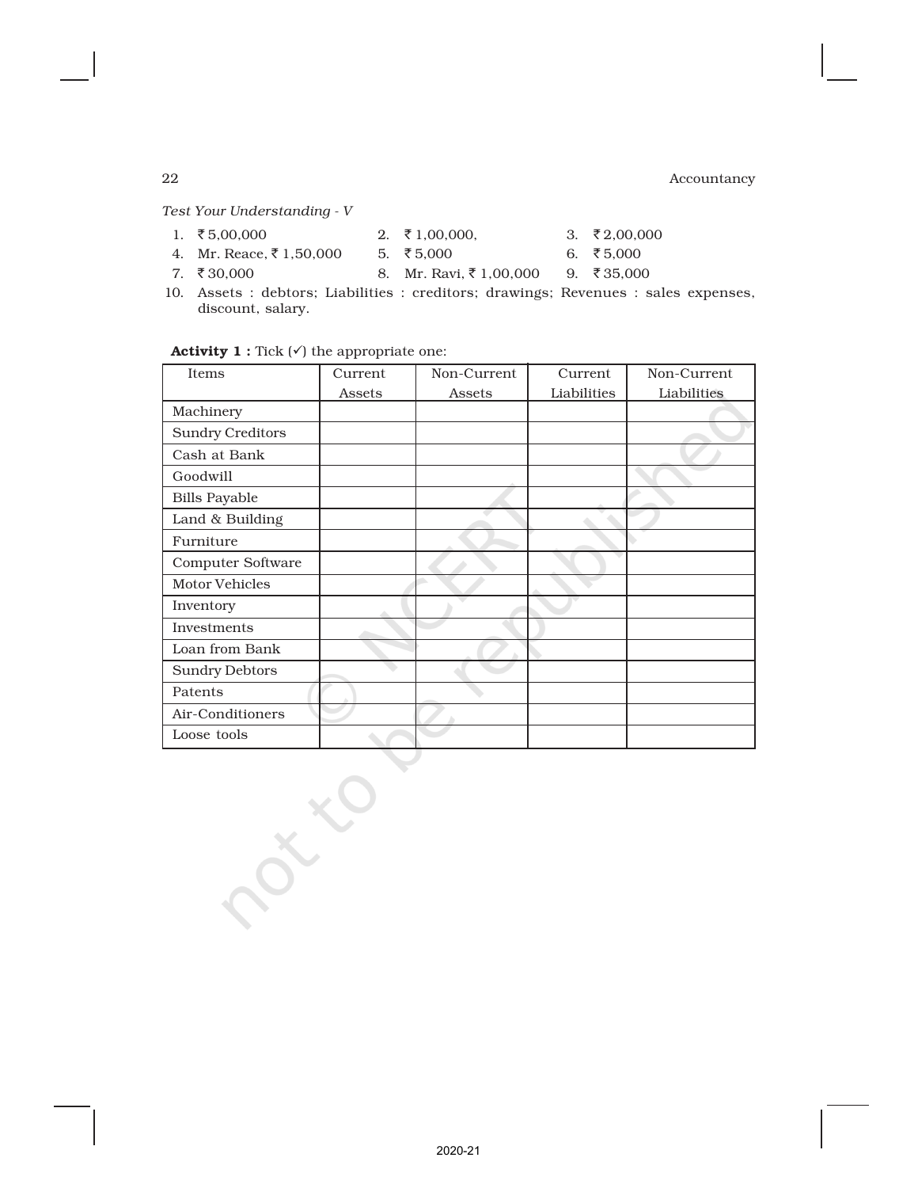*Test Your Understanding - V*

1. ₹ 5,00,000
2. ₹ 1,00,000,
3. ₹ 2,00,000
4. Mr. Reace, ₹ 1,50,000
5. ₹ 5,000
6. ₹ 5,000
7. ₹ 30,000
8. Mr. Ravi, ₹ 1,00,000
9. ₹ 35,000
10. Assets : debtors; Liabilities : creditors; drawings; Revenues : sales expenses, discount, salary.

**Activity 1 :** Tick (✓) the appropriate one:

| Items | Current Assets | Non-Current Assets | Current Liabilities | Non-Current Liabilities |
|---|---|---|---|---|
| Machinery | | | | |
| Sundry Creditors | | | | |
| Cash at Bank | | | | |
| Goodwill | | | | |
| Bills Payable | | | | |
| Land & Building | | | | |
| Furniture | | | | |
| Computer Software | | | | |
| Motor Vehicles | | | | |
| Inventory | | | | |
| Investments | | | | |
| Loan from Bank | | | | |
| Sundry Debtors | | | | |
| Patents | | | | |
| Air-Conditioners | | | | |
| Loose tools | | | | |